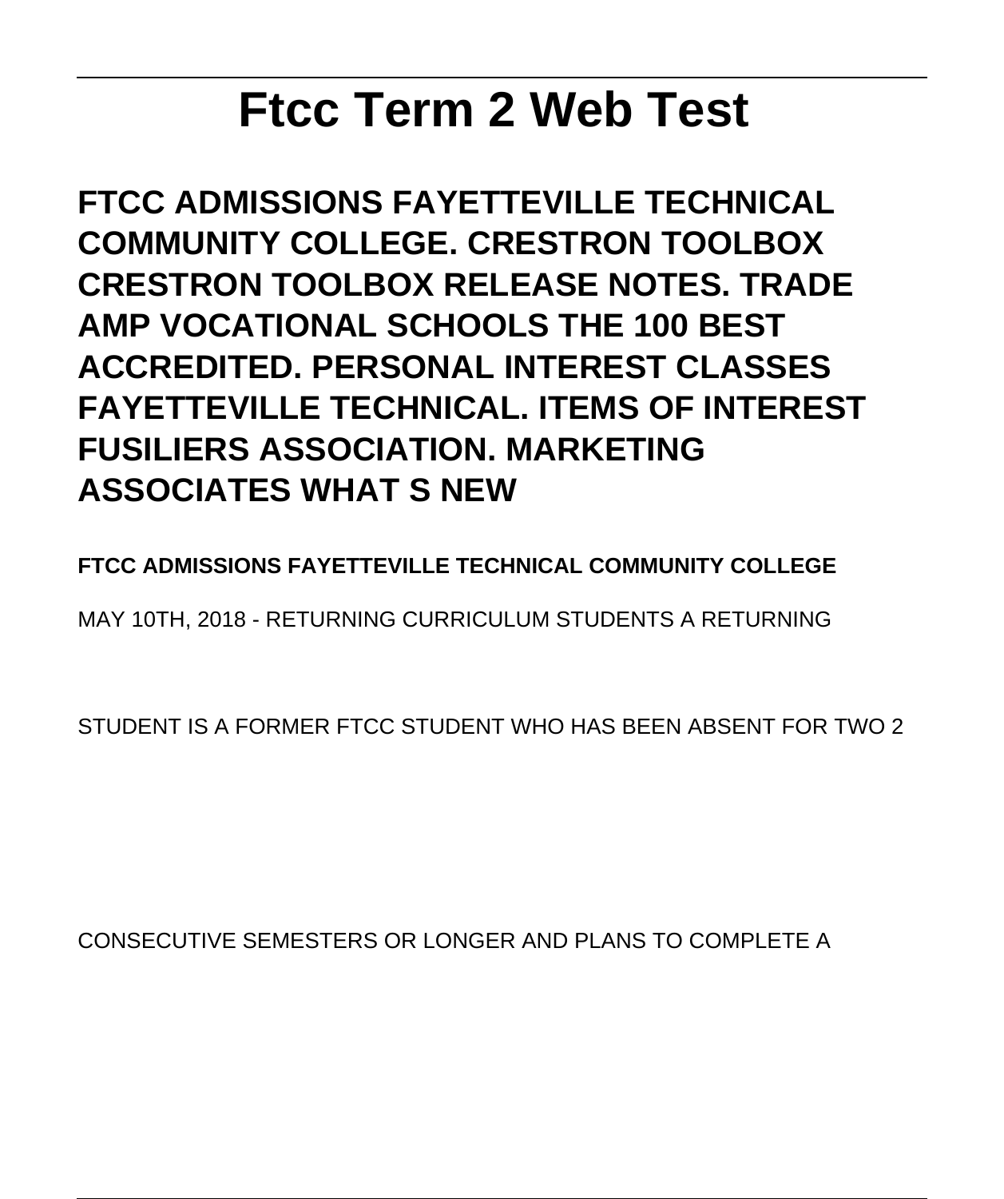# Ftcc Term 2 Web Test

## FTCC ADMISSIONS FAYETTEVILLE TECHNICAL COMMUNITY COLLEGE. CRESTRON TOOLBOX CRESTRON TOOLBOX RELEASE NOTES. TRADE AMP VOCATIONAL SCHOOLS THE 100 BEST ACCREDITED. PERSONAL INTEREST CLASSES FAYETTEVILLE TECHNICAL. ITEMS OF INTEREST FUSILIERS ASSOCIATION. MARKETING ASSOCIATES WHAT S NEW

**FTCC ADMISSIONS FAYETTEVILLE TECHNICAL COMMUNITY COLLEGE**

MAY 10TH, 2018 - RETURNING CURRICULUM STUDENTS A RETURNING STUDENT IS A FORMER FTCC STUDENT WHO HAS BEEN ABSENT FOR TWO 2 CONSECUTIVE SEMESTERS OR LONGER AND PLANS TO COMPLETE A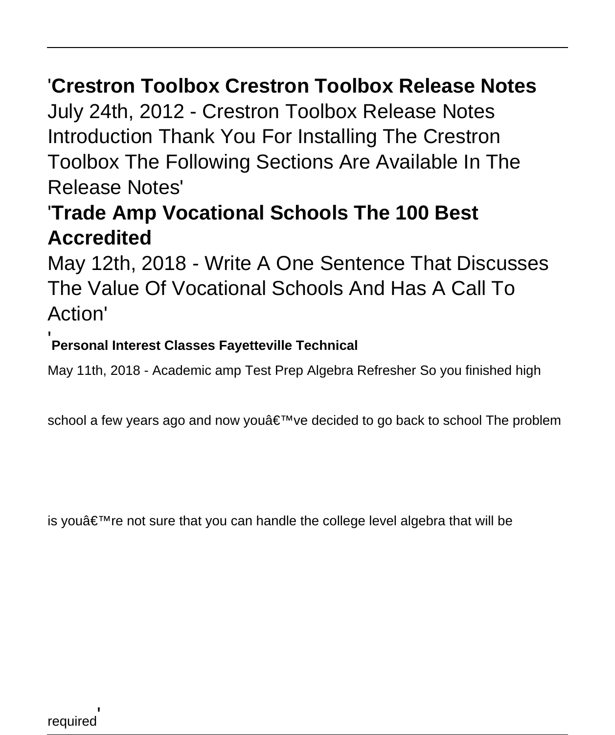'**Crestron Toolbox Crestron Toolbox Release Notes**

July 24th, 2012 - Crestron Toolbox Release Notes Introduction Thank You For Installing The Crestron Toolbox The Following Sections Are Available In The Release Notes'

'**Trade Amp Vocational Schools The 100 Best Accredited**

May 12th, 2018 - Write A One Sentence That Discusses The Value Of Vocational Schools And Has A Call To Action'

'**Personal Interest Classes Fayetteville Technical**

May 11th, 2018 - Academic amp Test Prep Algebra Refresher So you finished high school a few years ago and now youâ€™ve decided to go back to school The problem is youâ€™re not sure that you can handle the college level algebra that will be required'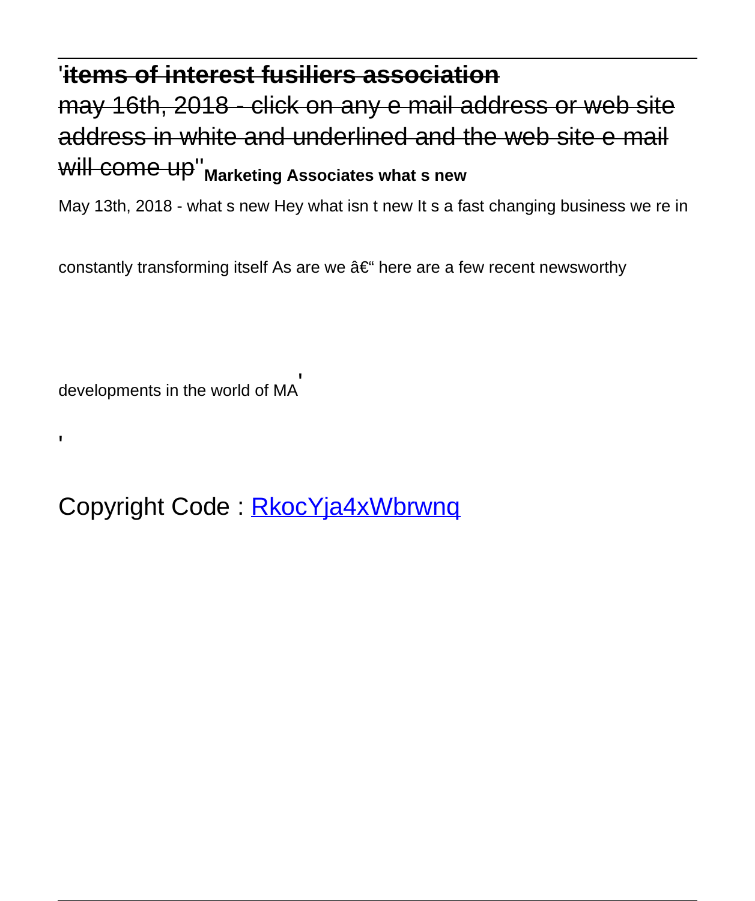'**items of interest fusiliers association**
may 16th, 2018 - click on any e mail address or web site address in white and underlined and the web site e mail will come up''**Marketing Associates what s new**

May 13th, 2018 - what s new Hey what isn t new It s a fast changing business we re in constantly transforming itself As are we â€" here are a few recent newsworthy developments in the world of MA'

'

Copyright Code : RkocYja4xWbrwnq